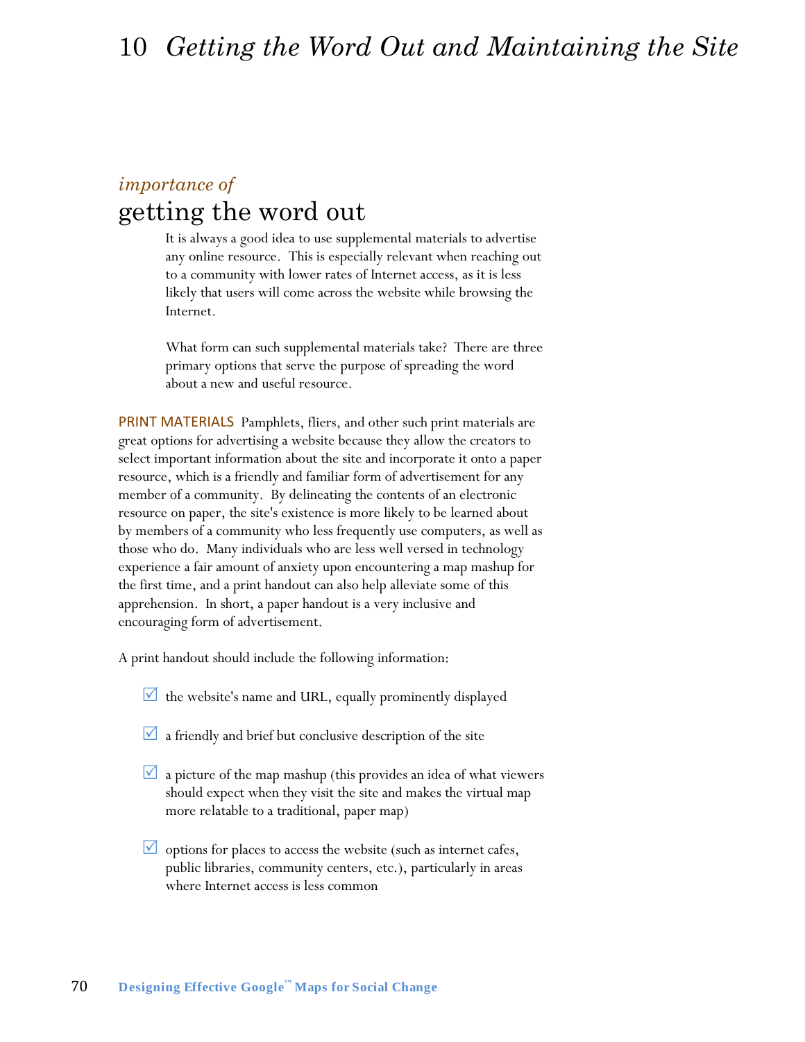# 10 *Getting the Word Out and Maintaining the Site*

## *importance of* getting the word out

It is always a good idea to use supplemental materials to advertise any online resource. This is especially relevant when reaching out to a community with lower rates of Internet access, as it is less likely that users will come across the website while browsing the Internet.

What form can such supplemental materials take? There are three primary options that serve the purpose of spreading the word about a new and useful resource.

**PRINT MATERIALS** Pamphlets, fliers, and other such print materials are great options for advertising a website because they allow the creators to select important information about the site and incorporate it onto a paper resource, which is a friendly and familiar form of advertisement for any member of a community. By delineating the contents of an electronic resource on paper, the site's existence is more likely to be learned about by members of a community who less frequently use computers, as well as those who do. Many individuals who are less well versed in technology experience a fair amount of anxiety upon encountering a map mashup for the first time, and a print handout can also help alleviate some of this apprehension. In short, a paper handout is a very inclusive and encouraging form of advertisement.

A print handout should include the following information:

- ☑ the website's name and URL, equally prominently displayed
- ☑ a friendly and brief but conclusive description of the site
- ☑ a picture of the map mashup (this provides an idea of what viewers should expect when they visit the site and makes the virtual map more relatable to a traditional, paper map)
- ☑ options for places to access the website (such as internet cafes, public libraries, community centers, etc.), particularly in areas where Internet access is less common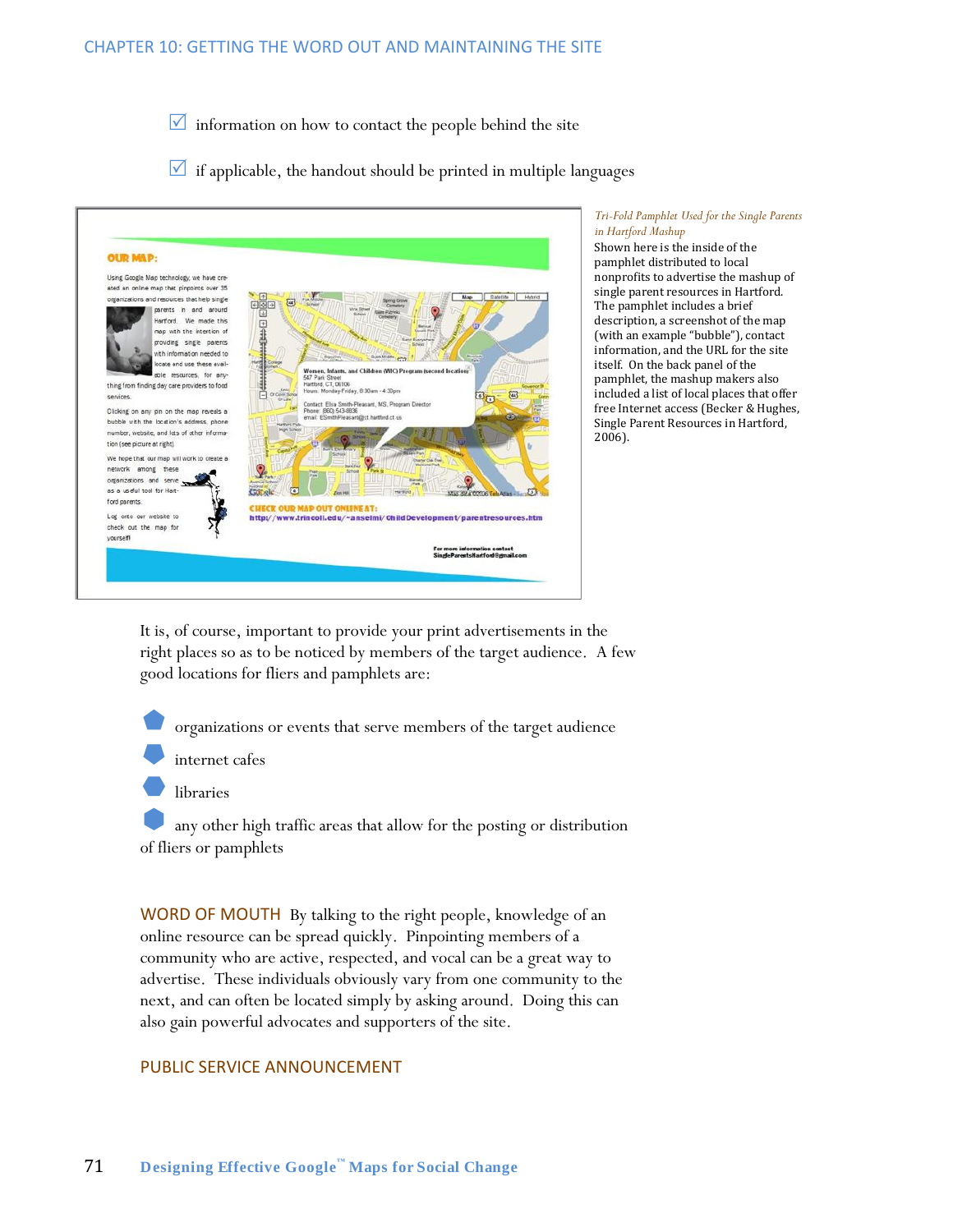- ☑ information on how to contact the people behind the site
- ☑ if applicable, the handout should be printed in multiple languages

*Tri-Fold Pamphlet Used for the Single Parents in Hartford Mashup*

Shown here is the inside of the pamphlet distributed to local nonprofits to advertise the mashup of single parent resources in Hartford. The pamphlet includes a brief description, a screenshot of the map (with an example "bubble"), contact information, and the URL for the site itself. On the back panel of the pamphlet, the mashup makers also included a list of local places that offer free Internet access (Becker & Hughes, Single Parent Resources in Hartford, 2006).

It is, of course, important to provide your print advertisements in the right places so as to be noticed by members of the target audience. A few good locations for fliers and pamphlets are:

- organizations or events that serve members of the target audience
- internet cafes
- libraries
- any other high traffic areas that allow for the posting or distribution of fliers or pamphlets

**WORD OF MOUTH** By talking to the right people, knowledge of an online resource can be spread quickly. Pinpointing members of a community who are active, respected, and vocal can be a great way to advertise. These individuals obviously vary from one community to the next, and can often be located simply by asking around. Doing this can also gain powerful advocates and supporters of the site.

### PUBLIC SERVICE ANNOUNCEMENT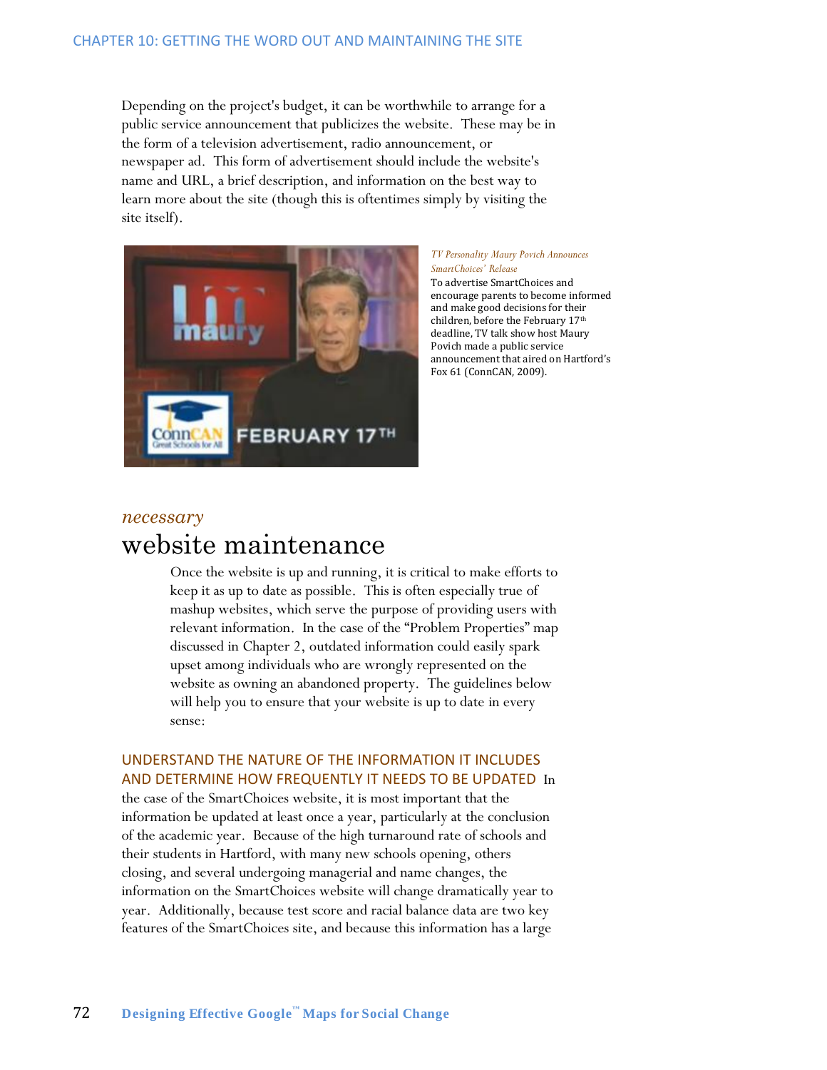Depending on the project's budget, it can be worthwhile to arrange for a public service announcement that publicizes the website. These may be in the form of a television advertisement, radio announcement, or newspaper ad. This form of advertisement should include the website's name and URL, a brief description, and information on the best way to learn more about the site (though this is oftentimes simply by visiting the site itself).

*TV Personality Maury Povich Announces SmartChoices' Release*

To advertise SmartChoices and encourage parents to become informed and make good decisions for their children, before the February 17th deadline, TV talk show host Maury Povich made a public service announcement that aired on Hartford's Fox 61 (ConnCAN, 2009).

*necessary*

## website maintenance

Once the website is up and running, it is critical to make efforts to keep it as up to date as possible. This is often especially true of mashup websites, which serve the purpose of providing users with relevant information. In the case of the "Problem Properties" map discussed in Chapter 2, outdated information could easily spark upset among individuals who are wrongly represented on the website as owning an abandoned property. The guidelines below will help you to ensure that your website is up to date in every sense:

**UNDERSTAND THE NATURE OF THE INFORMATION IT INCLUDES AND DETERMINE HOW FREQUENTLY IT NEEDS TO BE UPDATED** In the case of the SmartChoices website, it is most important that the information be updated at least once a year, particularly at the conclusion of the academic year. Because of the high turnaround rate of schools and their students in Hartford, with many new schools opening, others closing, and several undergoing managerial and name changes, the information on the SmartChoices website will change dramatically year to year. Additionally, because test score and racial balance data are two key features of the SmartChoices site, and because this information has a large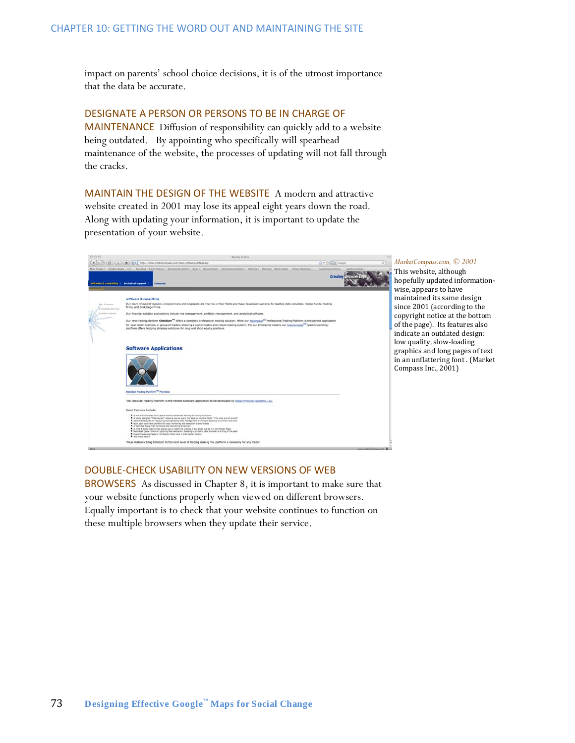impact on parents' school choice decisions, it is of the utmost importance that the data be accurate.

**DESIGNATE A PERSON OR PERSONS TO BE IN CHARGE OF MAINTENANCE** Diffusion of responsibility can quickly add to a website being outdated. By appointing who specifically will spearhead maintenance of the website, the processes of updating will not fall through the cracks.

**MAINTAIN THE DESIGN OF THE WEBSITE** A modern and attractive website created in 2001 may lose its appeal eight years down the road. Along with updating your information, it is important to update the presentation of your website.

*MarketCompass.com, © 2001*
This website, although hopefully updated information-wise, appears to have maintained its same design since 2001 (according to the copyright notice at the bottom of the page). Its features also indicate an outdated design: low quality, slow-loading graphics and long pages of text in an unflattering font. (Market Compass Inc., 2001)

**DOUBLE-CHECK USABILITY ON NEW VERSIONS OF WEB BROWSERS** As discussed in Chapter 8, it is important to make sure that your website functions properly when viewed on different browsers. Equally important is to check that your website continues to function on these multiple browsers when they update their service.